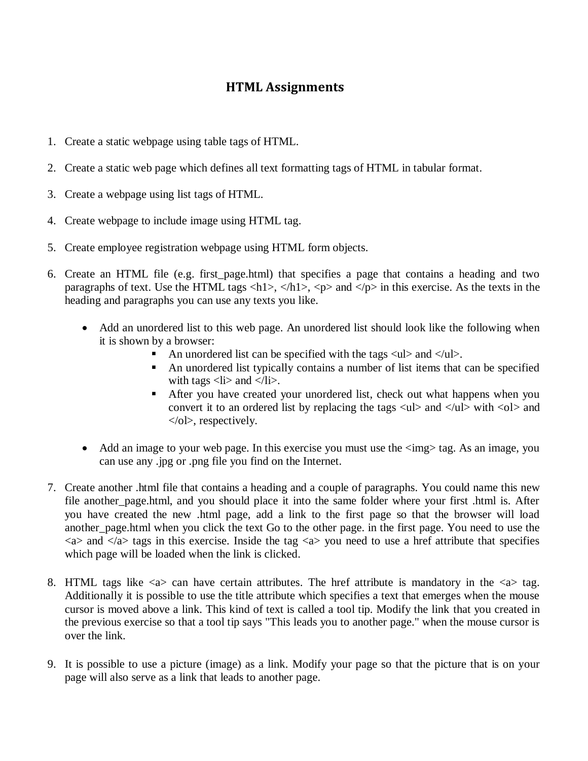# HTML Assignments

1. Create a static webpage using table tags of HTML.
2. Create a static web page which defines all text formatting tags of HTML in tabular format.
3. Create a webpage using list tags of HTML.
4. Create webpage to include image using HTML tag.
5. Create employee registration webpage using HTML form objects.
6. Create an HTML file (e.g. first_page.html) that specifies a page that contains a heading and two paragraphs of text. Use the HTML tags <h1>, </h1>, <p> and </p> in this exercise. As the texts in the heading and paragraphs you can use any texts you like.
   - Add an unordered list to this web page. An unordered list should look like the following when it is shown by a browser:
     - An unordered list can be specified with the tags <ul> and </ul>.
     - An unordered list typically contains a number of list items that can be specified with tags <li> and </li>.
     - After you have created your unordered list, check out what happens when you convert it to an ordered list by replacing the tags <ul> and </ul> with <ol> and </ol>, respectively.
   - Add an image to your web page. In this exercise you must use the <img> tag. As an image, you can use any .jpg or .png file you find on the Internet.
7. Create another .html file that contains a heading and a couple of paragraphs. You could name this new file another_page.html, and you should place it into the same folder where your first .html is. After you have created the new .html page, add a link to the first page so that the browser will load another_page.html when you click the text Go to the other page. in the first page. You need to use the <a> and </a> tags in this exercise. Inside the tag <a> you need to use a href attribute that specifies which page will be loaded when the link is clicked.
8. HTML tags like <a> can have certain attributes. The href attribute is mandatory in the <a> tag. Additionally it is possible to use the title attribute which specifies a text that emerges when the mouse cursor is moved above a link. This kind of text is called a tool tip. Modify the link that you created in the previous exercise so that a tool tip says "This leads you to another page." when the mouse cursor is over the link.
9. It is possible to use a picture (image) as a link. Modify your page so that the picture that is on your page will also serve as a link that leads to another page.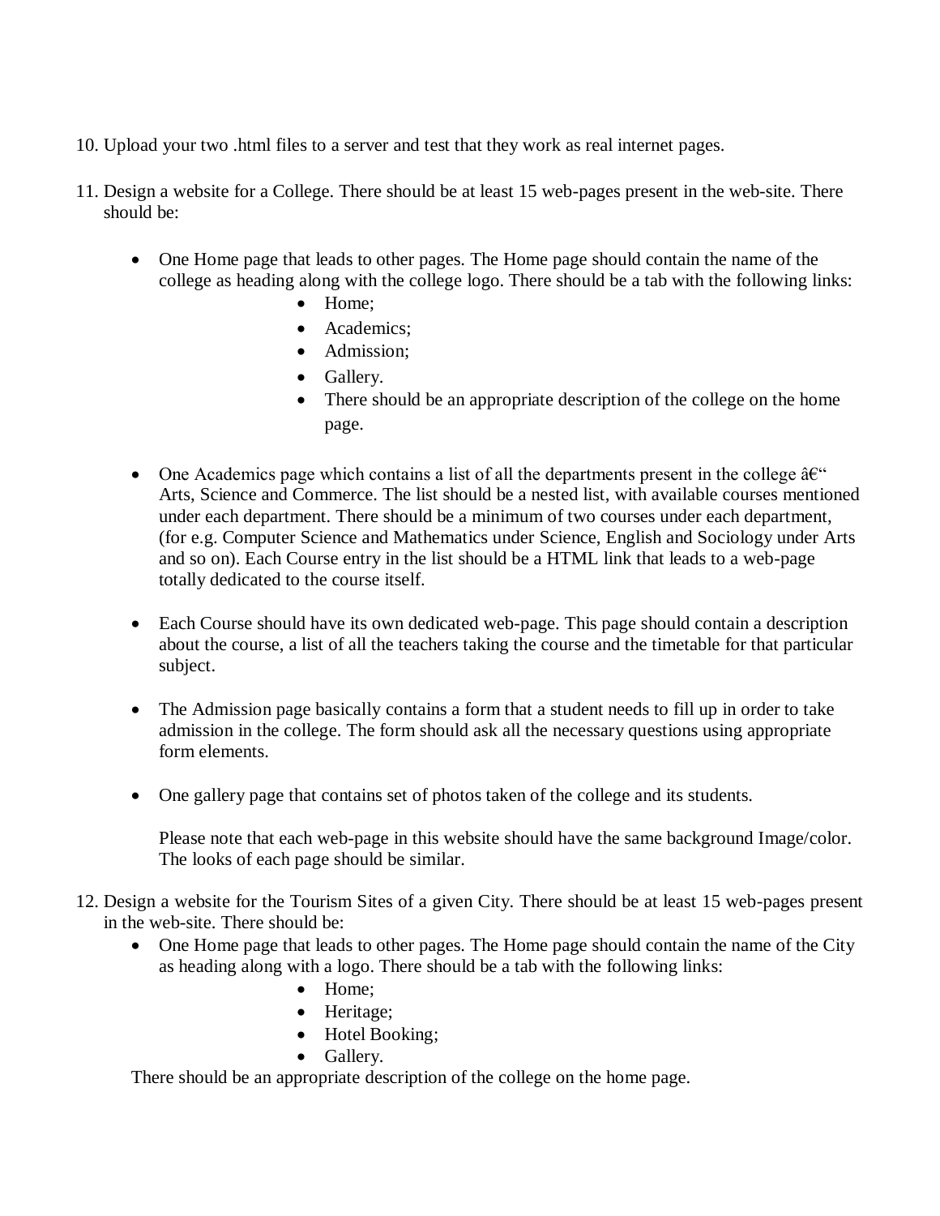10. Upload your two .html files to a server and test that they work as real internet pages.

11. Design a website for a College. There should be at least 15 web-pages present in the web-site. There should be:

    - One Home page that leads to other pages. The Home page should contain the name of the college as heading along with the college logo. There should be a tab with the following links:
        - Home;
        - Academics;
        - Admission;
        - Gallery.
        - There should be an appropriate description of the college on the home page.

    - One Academics page which contains a list of all the departments present in the college â€“ Arts, Science and Commerce. The list should be a nested list, with available courses mentioned under each department. There should be a minimum of two courses under each department, (for e.g. Computer Science and Mathematics under Science, English and Sociology under Arts and so on). Each Course entry in the list should be a HTML link that leads to a web-page totally dedicated to the course itself.

    - Each Course should have its own dedicated web-page. This page should contain a description about the course, a list of all the teachers taking the course and the timetable for that particular subject.

    - The Admission page basically contains a form that a student needs to fill up in order to take admission in the college. The form should ask all the necessary questions using appropriate form elements.

    - One gallery page that contains set of photos taken of the college and its students.

      Please note that each web-page in this website should have the same background Image/color. The looks of each page should be similar.

12. Design a website for the Tourism Sites of a given City. There should be at least 15 web-pages present in the web-site. There should be:
    - One Home page that leads to other pages. The Home page should contain the name of the City as heading along with a logo. There should be a tab with the following links:
        - Home;
        - Heritage;
        - Hotel Booking;
        - Gallery.

    There should be an appropriate description of the college on the home page.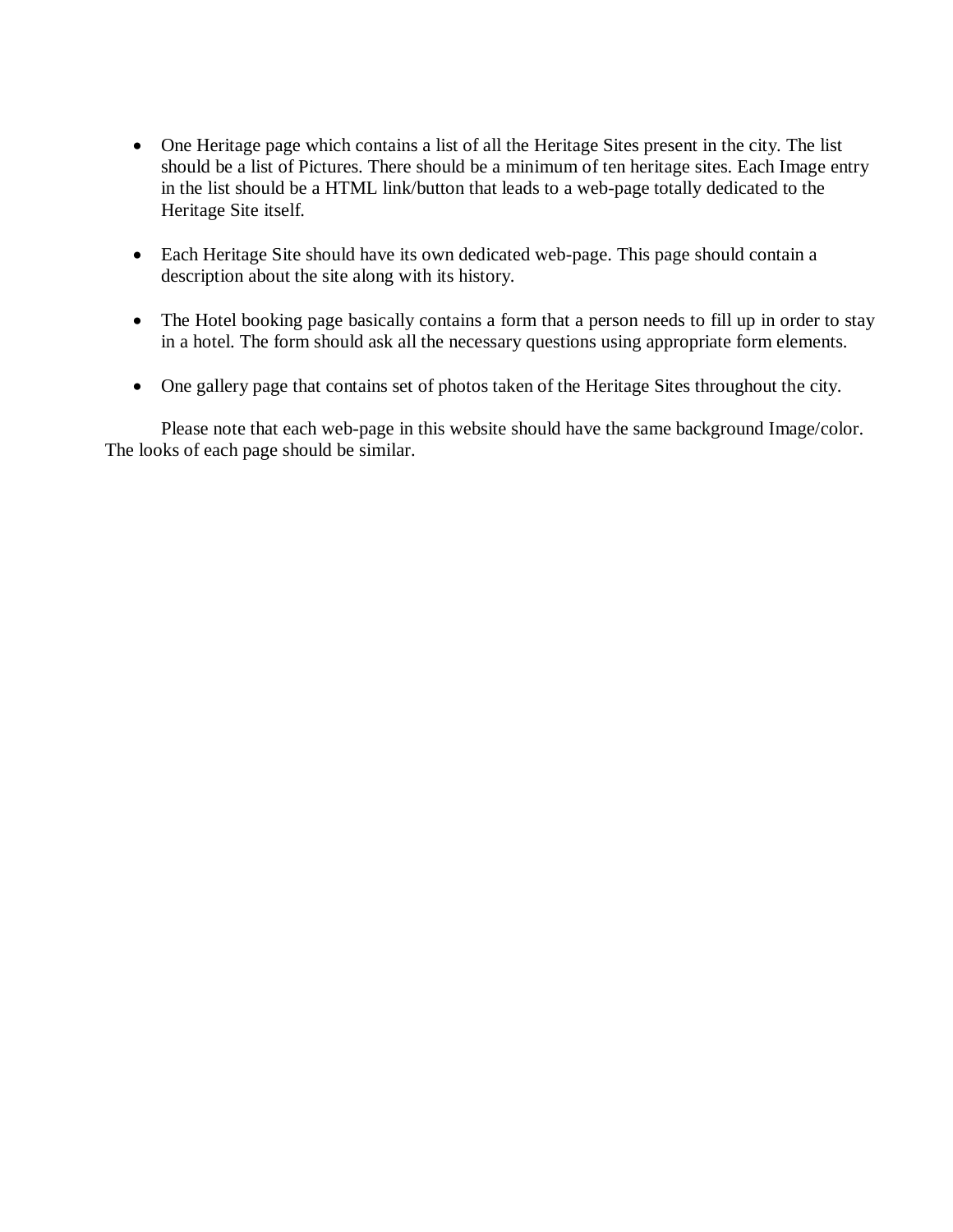- One Heritage page which contains a list of all the Heritage Sites present in the city. The list should be a list of Pictures. There should be a minimum of ten heritage sites. Each Image entry in the list should be a HTML link/button that leads to a web-page totally dedicated to the Heritage Site itself.

- Each Heritage Site should have its own dedicated web-page. This page should contain a description about the site along with its history.

- The Hotel booking page basically contains a form that a person needs to fill up in order to stay in a hotel. The form should ask all the necessary questions using appropriate form elements.

- One gallery page that contains set of photos taken of the Heritage Sites throughout the city.

Please note that each web-page in this website should have the same background Image/color. The looks of each page should be similar.